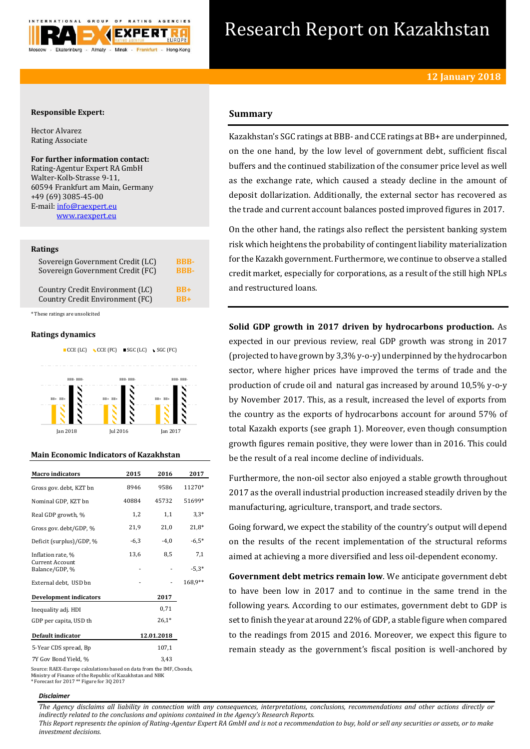# Research Report on Kazakhstan

**12 January 2018**

**Responsible Expert:**

Hector Alvarez
Rating Associate

**For further information contact:**
Rating-Agentur Expert RA GmbH
Walter-Kolb-Strasse 9-11,
60594 Frankfurt am Main, Germany
+49 (69) 3085-45-00
E-mail: info@raexpert.eu
www.raexpert.eu

**Ratings**

| | |
|---|---|
| Sovereign Government Credit (LC) | BBB- |
| Sovereign Government Credit (FC) | BBB- |
| Country Credit Environment (LC) | BB+ |
| Country Credit Environment (FC) | BB+ |

*These ratings are unsolicited

**Ratings dynamics**

CCE (LC) CCE (FC) SGC (LC) SGC (FC)

| | CCE (LC) | CCE (FC) | SGC (LC) | SGC (FC) |
|---|---|---|---|---|
| Jan 2018 | BB+ | BB+ | BBB- | BBB- |
| Jul 2016 | BB+ | BB+ | BBB- | BBB- |
| Jan 2017 | BB+ | BB+ | BBB- | BBB- |

**Main Economic Indicators of Kazakhstan**

| Macro indicators | 2015 | 2016 | 2017 |
|---|---|---|---|
| Gross gov. debt, KZT bn | 8946 | 9586 | 11270* |
| Nominal GDP, KZT bn | 40884 | 45732 | 51699* |
| Real GDP growth, % | 1,2 | 1,1 | 3,3* |
| Gross gov. debt/GDP, % | 21,9 | 21,0 | 21,8* |
| Deficit (surplus)/GDP, % | -6,3 | -4,0 | -6,5* |
| Inflation rate, % | 13,6 | 8,5 | 7,1 |
| Current Account Balance/GDP, % | - | - | -5,3* |
| External debt, USD bn | - | - | 168,9** |

| Development indicators | 2017 |
|---|---|
| Inequality adj. HDI | 0,71 |
| GDP per capita, USD th | 26,1* |

| Default indicator | 12.01.2018 |
|---|---|
| 5-Year CDS spread, Bp | 107,1 |
| 7Y Gov Bond Yield, % | 3,43 |

Source: RAEX-Europe calculations based on data from the IMF, Cbonds, Ministry of Finance of the Republic of Kazakhstan and NBK
* Forecast for 2017 ** Figure for 3Q 2017

## Summary

Kazakhstan's SGC ratings at BBB- and CCE ratings at BB+ are underpinned, on the one hand, by the low level of government debt, sufficient fiscal buffers and the continued stabilization of the consumer price level as well as the exchange rate, which caused a steady decline in the amount of deposit dollarization. Additionally, the external sector has recovered as the trade and current account balances posted improved figures in 2017.

On the other hand, the ratings also reflect the persistent banking system risk which heightens the probability of contingent liability materialization for the Kazakh government. Furthermore, we continue to observe a stalled credit market, especially for corporations, as a result of the still high NPLs and restructured loans.

**Solid GDP growth in 2017 driven by hydrocarbons production.** As expected in our previous review, real GDP growth was strong in 2017 (projected to have grown by 3,3% y-o-y) underpinned by the hydrocarbon sector, where higher prices have improved the terms of trade and the production of crude oil and natural gas increased by around 10,5% y-o-y by November 2017. This, as a result, increased the level of exports from the country as the exports of hydrocarbons account for around 57% of total Kazakh exports (see graph 1). Moreover, even though consumption growth figures remain positive, they were lower than in 2016. This could be the result of a real income decline of individuals.

Furthermore, the non-oil sector also enjoyed a stable growth throughout 2017 as the overall industrial production increased steadily driven by the manufacturing, agriculture, transport, and trade sectors.

Going forward, we expect the stability of the country's output will depend on the results of the recent implementation of the structural reforms aimed at achieving a more diversified and less oil-dependent economy.

**Government debt metrics remain low**. We anticipate government debt to have been low in 2017 and to continue in the same trend in the following years. According to our estimates, government debt to GDP is set to finish the year at around 22% of GDP, a stable figure when compared to the readings from 2015 and 2016. Moreover, we expect this figure to remain steady as the government's fiscal position is well-anchored by

***Disclaimer***

*The Agency disclaims all liability in connection with any consequences, interpretations, conclusions, recommendations and other actions directly or indirectly related to the conclusions and opinions contained in the Agency's Research Reports.*
*This Report represents the opinion of Rating-Agentur Expert RA GmbH and is not a recommendation to buy, hold or sell any securities or assets, or to make investment decisions.*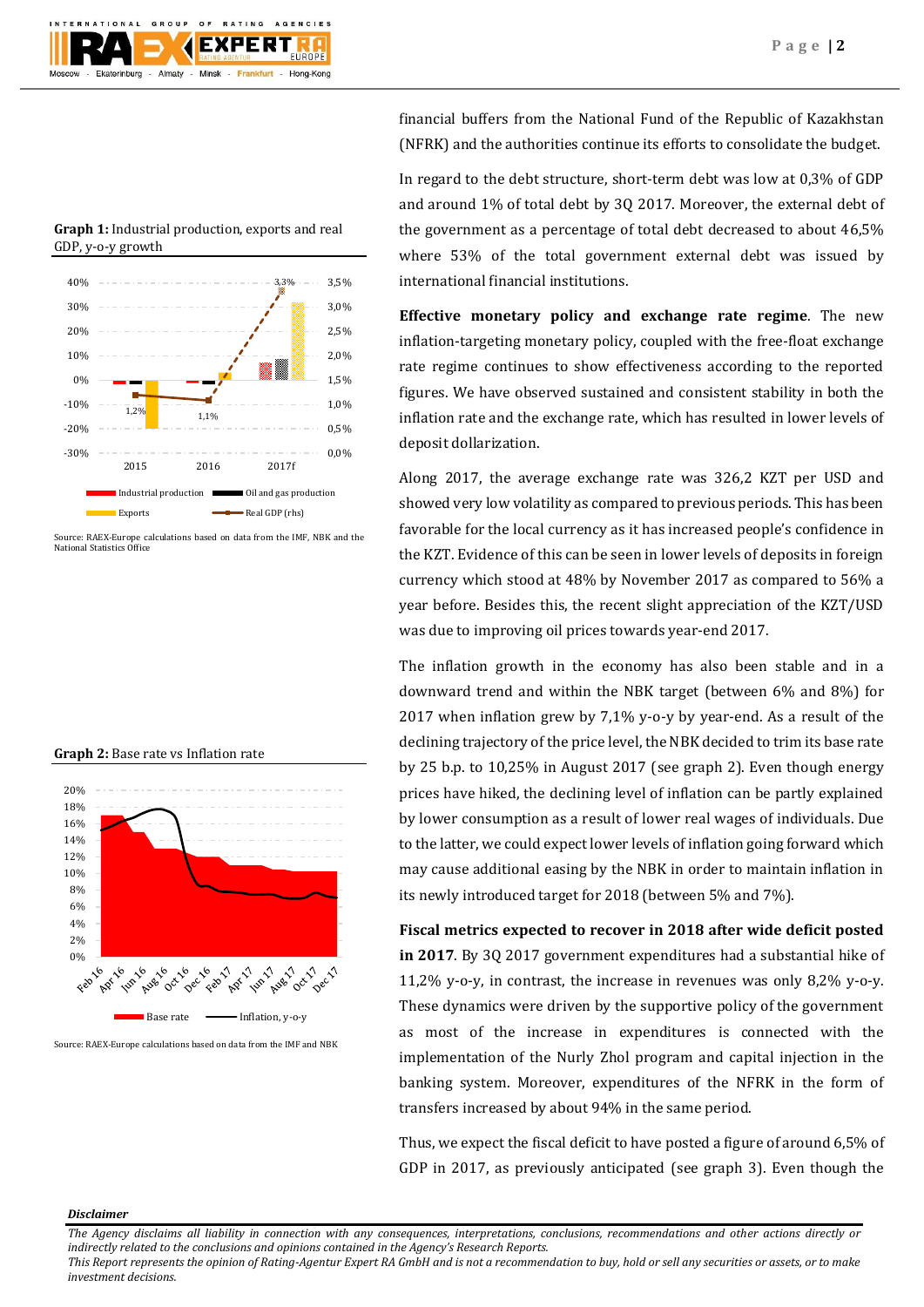**Graph 1:** Industrial production, exports and real GDP, y-o-y growth

Source: RAEX-Europe calculations based on data from the IMF, NBK and the National Statistics Office

**Graph 2:** Base rate vs Inflation rate

Source: RAEX-Europe calculations based on data from the IMF and NBK

financial buffers from the National Fund of the Republic of Kazakhstan (NFRK) and the authorities continue its efforts to consolidate the budget.

In regard to the debt structure, short-term debt was low at 0,3% of GDP and around 1% of total debt by 3Q 2017. Moreover, the external debt of the government as a percentage of total debt decreased to about 46,5% where 53% of the total government external debt was issued by international financial institutions.

**Effective monetary policy and exchange rate regime**. The new inflation-targeting monetary policy, coupled with the free-float exchange rate regime continues to show effectiveness according to the reported figures. We have observed sustained and consistent stability in both the inflation rate and the exchange rate, which has resulted in lower levels of deposit dollarization.

Along 2017, the average exchange rate was 326,2 KZT per USD and showed very low volatility as compared to previous periods. This has been favorable for the local currency as it has increased people's confidence in the KZT. Evidence of this can be seen in lower levels of deposits in foreign currency which stood at 48% by November 2017 as compared to 56% a year before. Besides this, the recent slight appreciation of the KZT/USD was due to improving oil prices towards year-end 2017.

The inflation growth in the economy has also been stable and in a downward trend and within the NBK target (between 6% and 8%) for 2017 when inflation grew by 7,1% y-o-y by year-end. As a result of the declining trajectory of the price level, the NBK decided to trim its base rate by 25 b.p. to 10,25% in August 2017 (see graph 2). Even though energy prices have hiked, the declining level of inflation can be partly explained by lower consumption as a result of lower real wages of individuals. Due to the latter, we could expect lower levels of inflation going forward which may cause additional easing by the NBK in order to maintain inflation in its newly introduced target for 2018 (between 5% and 7%).

**Fiscal metrics expected to recover in 2018 after wide deficit posted in 2017**. By 3Q 2017 government expenditures had a substantial hike of 11,2% y-o-y, in contrast, the increase in revenues was only 8,2% y-o-y. These dynamics were driven by the supportive policy of the government as most of the increase in expenditures is connected with the implementation of the Nurly Zhol program and capital injection in the banking system. Moreover, expenditures of the NFRK in the form of transfers increased by about 94% in the same period.

Thus, we expect the fiscal deficit to have posted a figure of around 6,5% of GDP in 2017, as previously anticipated (see graph 3). Even though the

*Disclaimer*

*The Agency disclaims all liability in connection with any consequences, interpretations, conclusions, recommendations and other actions directly or indirectly related to the conclusions and opinions contained in the Agency's Research Reports.*
*This Report represents the opinion of Rating-Agentur Expert RA GmbH and is not a recommendation to buy, hold or sell any securities or assets, or to make investment decisions.*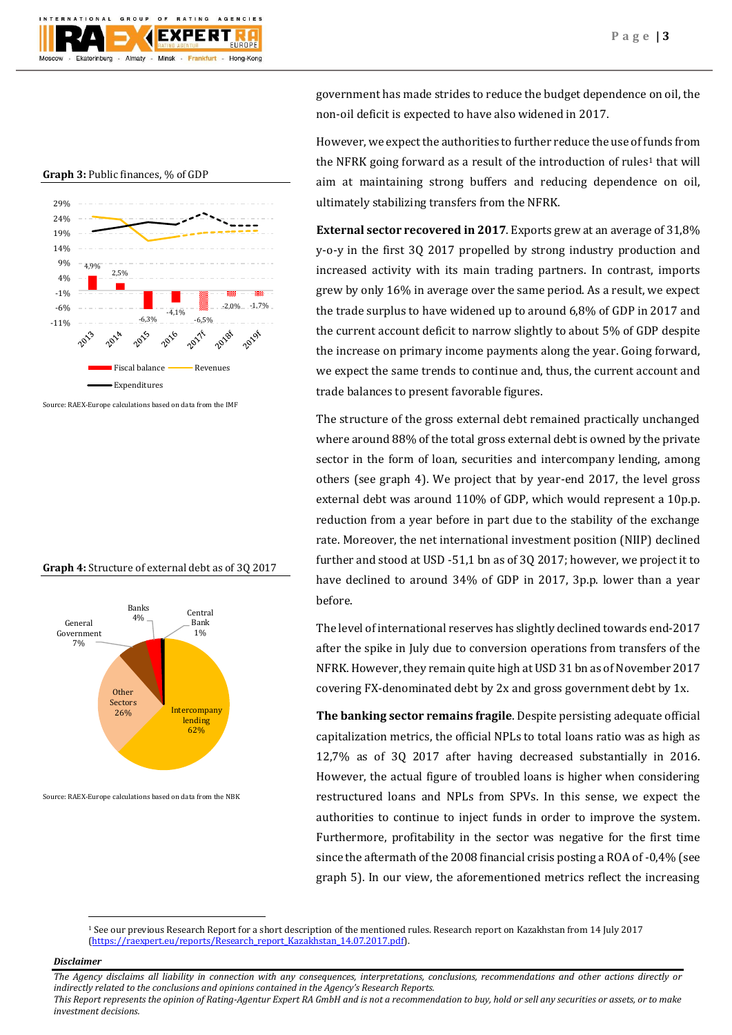government has made strides to reduce the budget dependence on oil, the non-oil deficit is expected to have also widened in 2017.

However, we expect the authorities to further reduce the use of funds from the NFRK going forward as a result of the introduction of rules[1] that will aim at maintaining strong buffers and reducing dependence on oil, ultimately stabilizing transfers from the NFRK.

**Graph 3:** Public finances, % of GDP

Source: RAEX-Europe calculations based on data from the IMF

**External sector recovered in 2017**. Exports grew at an average of 31,8% y-o-y in the first 3Q 2017 propelled by strong industry production and increased activity with its main trading partners. In contrast, imports grew by only 16% in average over the same period. As a result, we expect the trade surplus to have widened up to around 6,8% of GDP in 2017 and the current account deficit to narrow slightly to about 5% of GDP despite the increase on primary income payments along the year. Going forward, we expect the same trends to continue and, thus, the current account and trade balances to present favorable figures.

The structure of the gross external debt remained practically unchanged where around 88% of the total gross external debt is owned by the private sector in the form of loan, securities and intercompany lending, among others (see graph 4). We project that by year-end 2017, the level gross external debt was around 110% of GDP, which would represent a 10p.p. reduction from a year before in part due to the stability of the exchange rate. Moreover, the net international investment position (NIIP) declined further and stood at USD -51,1 bn as of 3Q 2017; however, we project it to have declined to around 34% of GDP in 2017, 3p.p. lower than a year before.

**Graph 4:** Structure of external debt as of 3Q 2017

Source: RAEX-Europe calculations based on data from the NBK

The level of international reserves has slightly declined towards end-2017 after the spike in July due to conversion operations from transfers of the NFRK. However, they remain quite high at USD 31 bn as of November 2017 covering FX-denominated debt by 2x and gross government debt by 1x.

**The banking sector remains fragile**. Despite persisting adequate official capitalization metrics, the official NPLs to total loans ratio was as high as 12,7% as of 3Q 2017 after having decreased substantially in 2016. However, the actual figure of troubled loans is higher when considering restructured loans and NPLs from SPVs. In this sense, we expect the authorities to continue to inject funds in order to improve the system. Furthermore, profitability in the sector was negative for the first time since the aftermath of the 2008 financial crisis posting a ROA of -0,4% (see graph 5). In our view, the aforementioned metrics reflect the increasing

[1] See our previous Research Report for a short description of the mentioned rules. Research report on Kazakhstan from 14 July 2017 (https://raexpert.eu/reports/Research_report_Kazakhstan_14.07.2017.pdf).

*Disclaimer*

*The Agency disclaims all liability in connection with any consequences, interpretations, conclusions, recommendations and other actions directly or indirectly related to the conclusions and opinions contained in the Agency's Research Reports.*
*This Report represents the opinion of Rating-Agentur Expert RA GmbH and is not a recommendation to buy, hold or sell any securities or assets, or to make investment decisions.*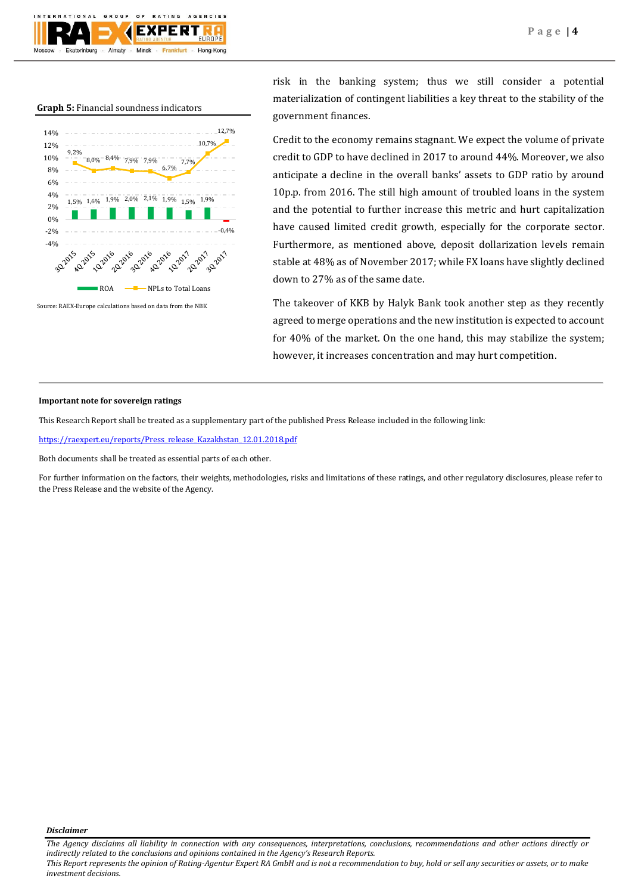**Graph 5:** Financial soundness indicators

14%
12%
10%
8%
6%
4%
2%
0%
-2%
-4%

9,2%
8,0%
8,4%
7,9%
7,9%
6,7%
7,7%
10,7%
12,7%

1,5%
1,6%
1,9%
2,0%
2,1%
1,9%
1,5%
1,9%
-0,4%

3Q 2015
4Q 2015
1Q 2016
2Q 2016
3Q 2016
4Q 2016
1Q 2017
2Q 2017
3Q 2017

ROA
NPLs to Total Loans

Source: RAEX-Europe calculations based on data from the NBK

risk in the banking system; thus we still consider a potential materialization of contingent liabilities a key threat to the stability of the government finances.

Credit to the economy remains stagnant. We expect the volume of private credit to GDP to have declined in 2017 to around 44%. Moreover, we also anticipate a decline in the overall banks' assets to GDP ratio by around 10p.p. from 2016. The still high amount of troubled loans in the system and the potential to further increase this metric and hurt capitalization have caused limited credit growth, especially for the corporate sector. Furthermore, as mentioned above, deposit dollarization levels remain stable at 48% as of November 2017; while FX loans have slightly declined down to 27% as of the same date.

The takeover of KKB by Halyk Bank took another step as they recently agreed to merge operations and the new institution is expected to account for 40% of the market. On the one hand, this may stabilize the system; however, it increases concentration and may hurt competition.

---

**Important note for sovereign ratings**

This Research Report shall be treated as a supplementary part of the published Press Release included in the following link:

https://raexpert.eu/reports/Press_release_Kazakhstan_12.01.2018.pdf

Both documents shall be treated as essential parts of each other.

For further information on the factors, their weights, methodologies, risks and limitations of these ratings, and other regulatory disclosures, please refer to the Press Release and the website of the Agency.

***Disclaimer***

*The Agency disclaims all liability in connection with any consequences, interpretations, conclusions, recommendations and other actions directly or indirectly related to the conclusions and opinions contained in the Agency's Research Reports.*
*This Report represents the opinion of Rating-Agentur Expert RA GmbH and is not a recommendation to buy, hold or sell any securities or assets, or to make investment decisions.*